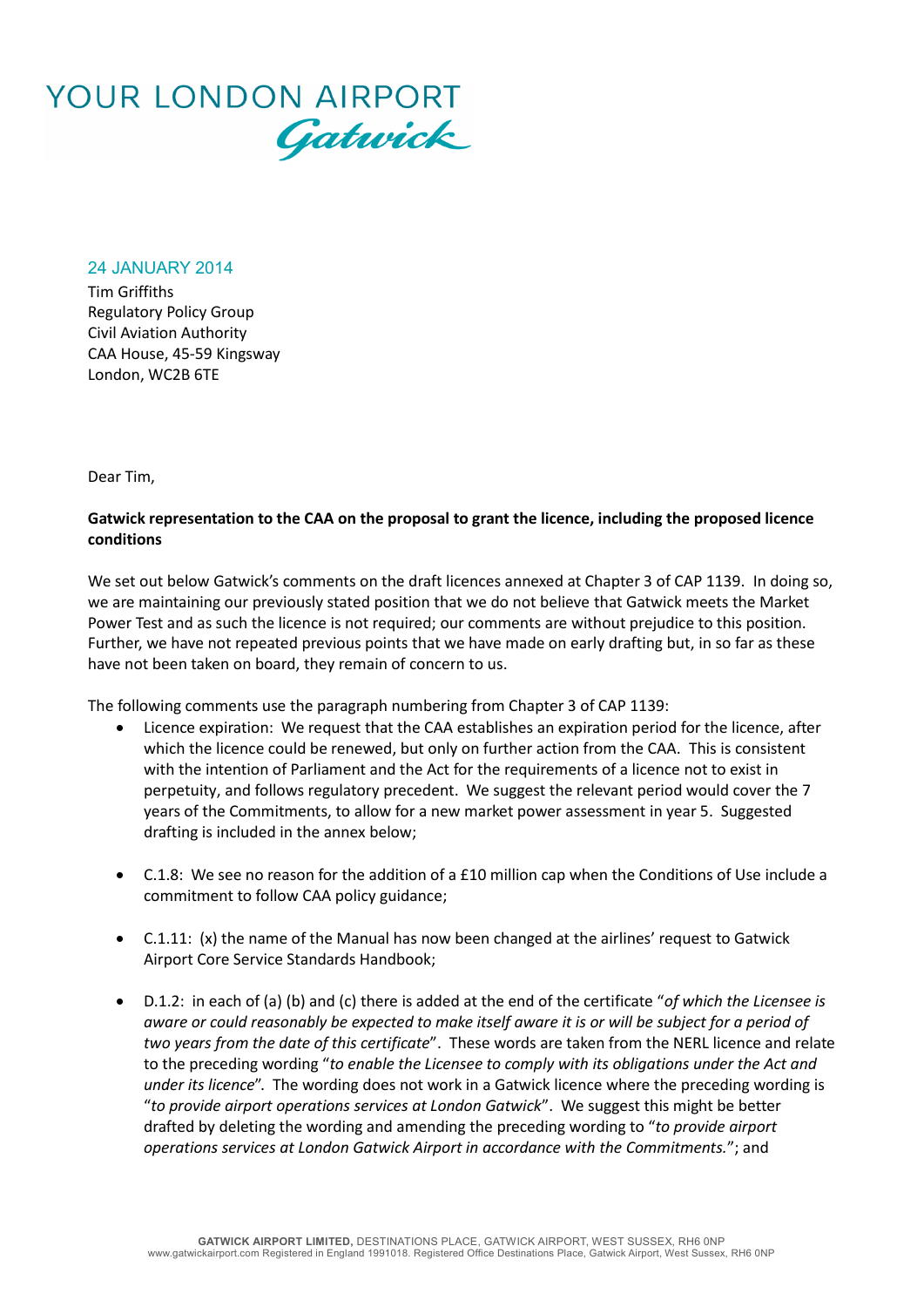YOUR LONDON AIRPORT
*Gatwick*

24 JANUARY 2014

Tim Griffiths
Regulatory Policy Group
Civil Aviation Authority
CAA House, 45-59 Kingsway
London, WC2B 6TE

Dear Tim,

**Gatwick representation to the CAA on the proposal to grant the licence, including the proposed licence conditions**

We set out below Gatwick's comments on the draft licences annexed at Chapter 3 of CAP 1139. In doing so, we are maintaining our previously stated position that we do not believe that Gatwick meets the Market Power Test and as such the licence is not required; our comments are without prejudice to this position. Further, we have not repeated previous points that we have made on early drafting but, in so far as these have not been taken on board, they remain of concern to us.

The following comments use the paragraph numbering from Chapter 3 of CAP 1139:

- Licence expiration: We request that the CAA establishes an expiration period for the licence, after which the licence could be renewed, but only on further action from the CAA. This is consistent with the intention of Parliament and the Act for the requirements of a licence not to exist in perpetuity, and follows regulatory precedent. We suggest the relevant period would cover the 7 years of the Commitments, to allow for a new market power assessment in year 5. Suggested drafting is included in the annex below;

- C.1.8: We see no reason for the addition of a £10 million cap when the Conditions of Use include a commitment to follow CAA policy guidance;

- C.1.11: (x) the name of the Manual has now been changed at the airlines' request to Gatwick Airport Core Service Standards Handbook;

- D.1.2: in each of (a) (b) and (c) there is added at the end of the certificate "*of which the Licensee is aware or could reasonably be expected to make itself aware it is or will be subject for a period of two years from the date of this certificate*". These words are taken from the NERL licence and relate to the preceding wording "*to enable the Licensee to comply with its obligations under the Act and under its licence*". The wording does not work in a Gatwick licence where the preceding wording is "*to provide airport operations services at London Gatwick*". We suggest this might be better drafted by deleting the wording and amending the preceding wording to "*to provide airport operations services at London Gatwick Airport in accordance with the Commitments.*"; and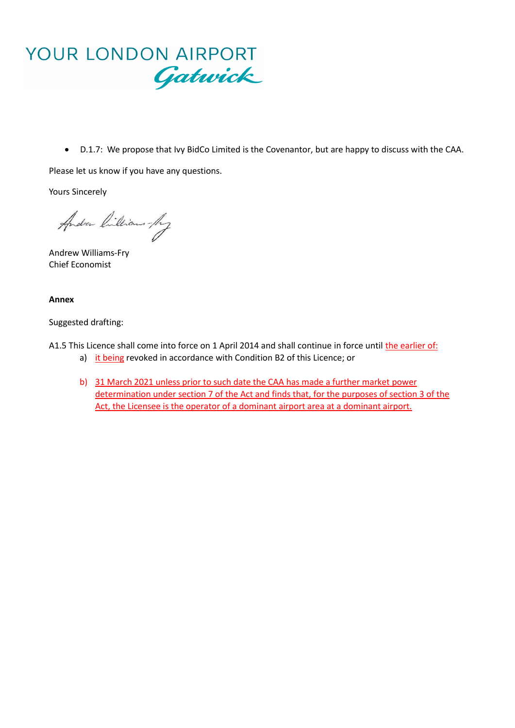- D.1.7: We propose that Ivy BidCo Limited is the Covenantor, but are happy to discuss with the CAA.

Please let us know if you have any questions.

Yours Sincerely

Andrew Williams-Fry
Chief Economist

**Annex**

Suggested drafting:

A1.5 This Licence shall come into force on 1 April 2014 and shall continue in force until the earlier of:

a) it being revoked in accordance with Condition B2 of this Licence; or

b) 31 March 2021 unless prior to such date the CAA has made a further market power determination under section 7 of the Act and finds that, for the purposes of section 3 of the Act, the Licensee is the operator of a dominant airport area at a dominant airport.